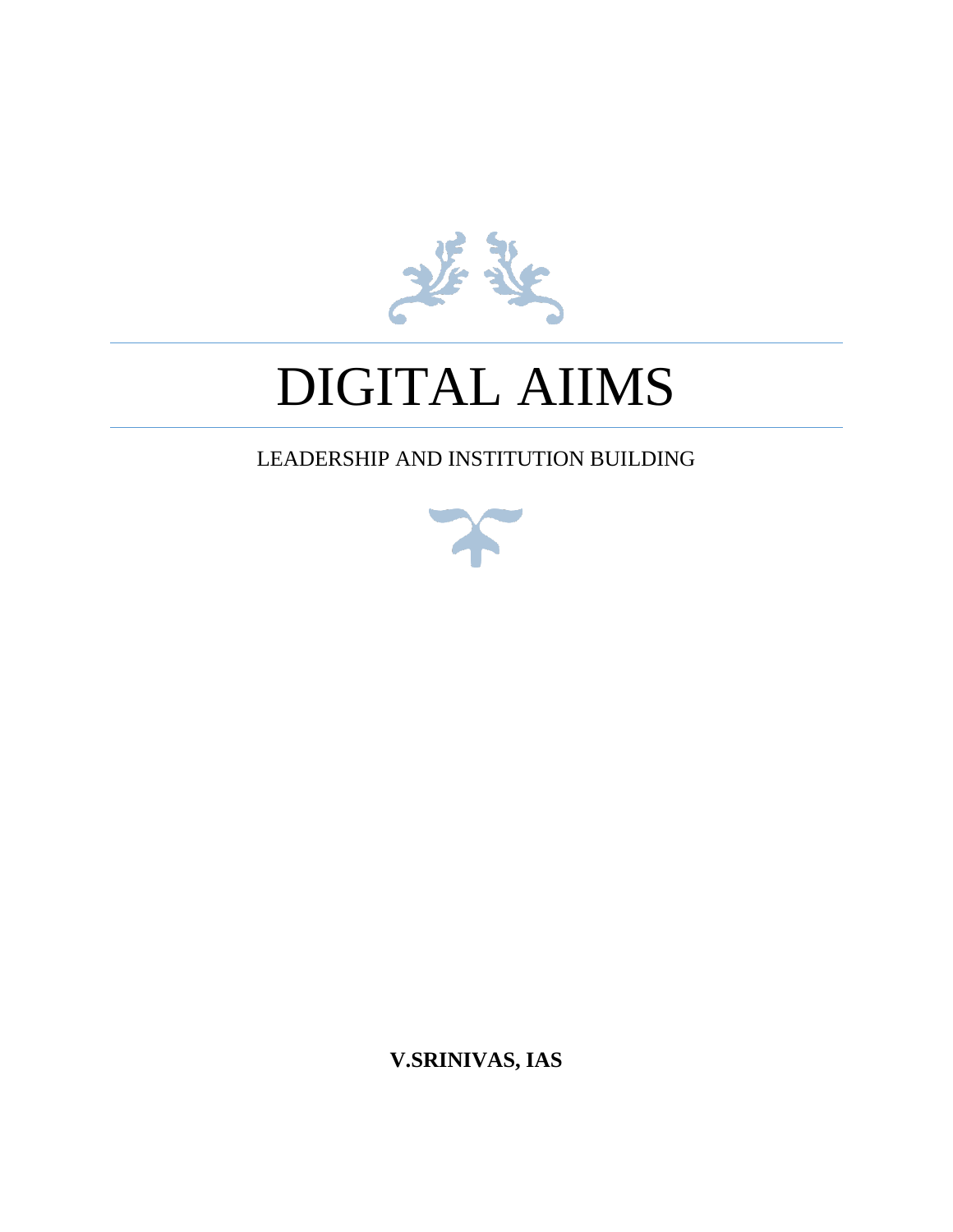# DIGITAL AIIMS

LEADERSHIP AND INSTITUTION BUILDING

**V.SRINIVAS, IAS**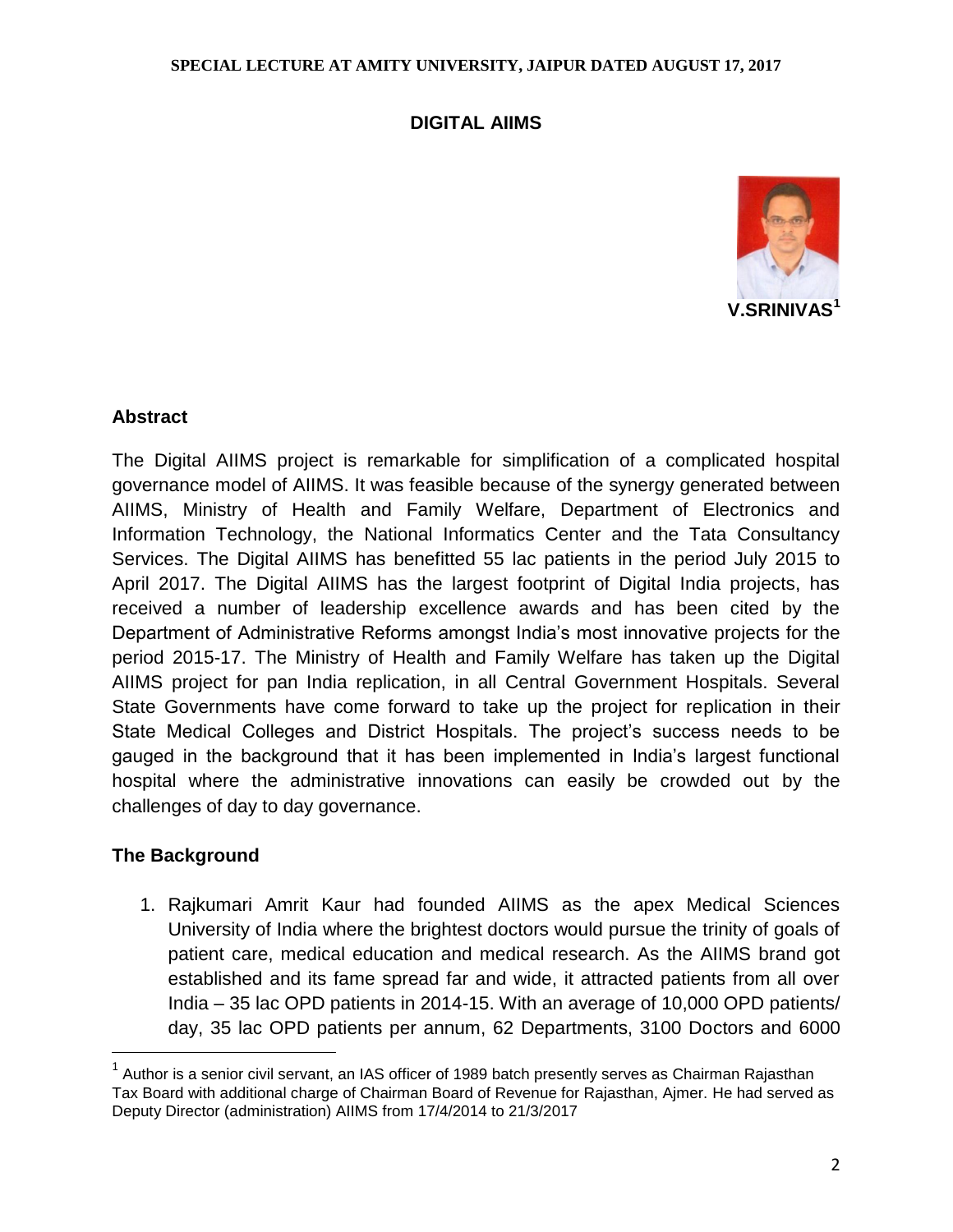SPECIAL LECTURE AT AMITY UNIVERSITY, JAIPUR DATED AUGUST 17, 2017

# DIGITAL AIIMS

**V.SRINIVAS[1]**

## Abstract

The Digital AIIMS project is remarkable for simplification of a complicated hospital governance model of AIIMS. It was feasible because of the synergy generated between AIIMS, Ministry of Health and Family Welfare, Department of Electronics and Information Technology, the National Informatics Center and the Tata Consultancy Services. The Digital AIIMS has benefitted 55 lac patients in the period July 2015 to April 2017. The Digital AIIMS has the largest footprint of Digital India projects, has received a number of leadership excellence awards and has been cited by the Department of Administrative Reforms amongst India's most innovative projects for the period 2015-17. The Ministry of Health and Family Welfare has taken up the Digital AIIMS project for pan India replication, in all Central Government Hospitals. Several State Governments have come forward to take up the project for replication in their State Medical Colleges and District Hospitals. The project's success needs to be gauged in the background that it has been implemented in India's largest functional hospital where the administrative innovations can easily be crowded out by the challenges of day to day governance.

## The Background

1. Rajkumari Amrit Kaur had founded AIIMS as the apex Medical Sciences University of India where the brightest doctors would pursue the trinity of goals of patient care, medical education and medical research. As the AIIMS brand got established and its fame spread far and wide, it attracted patients from all over India – 35 lac OPD patients in 2014-15. With an average of 10,000 OPD patients/ day, 35 lac OPD patients per annum, 62 Departments, 3100 Doctors and 6000

---

[1] Author is a senior civil servant, an IAS officer of 1989 batch presently serves as Chairman Rajasthan Tax Board with additional charge of Chairman Board of Revenue for Rajasthan, Ajmer. He had served as Deputy Director (administration) AIIMS from 17/4/2014 to 21/3/2017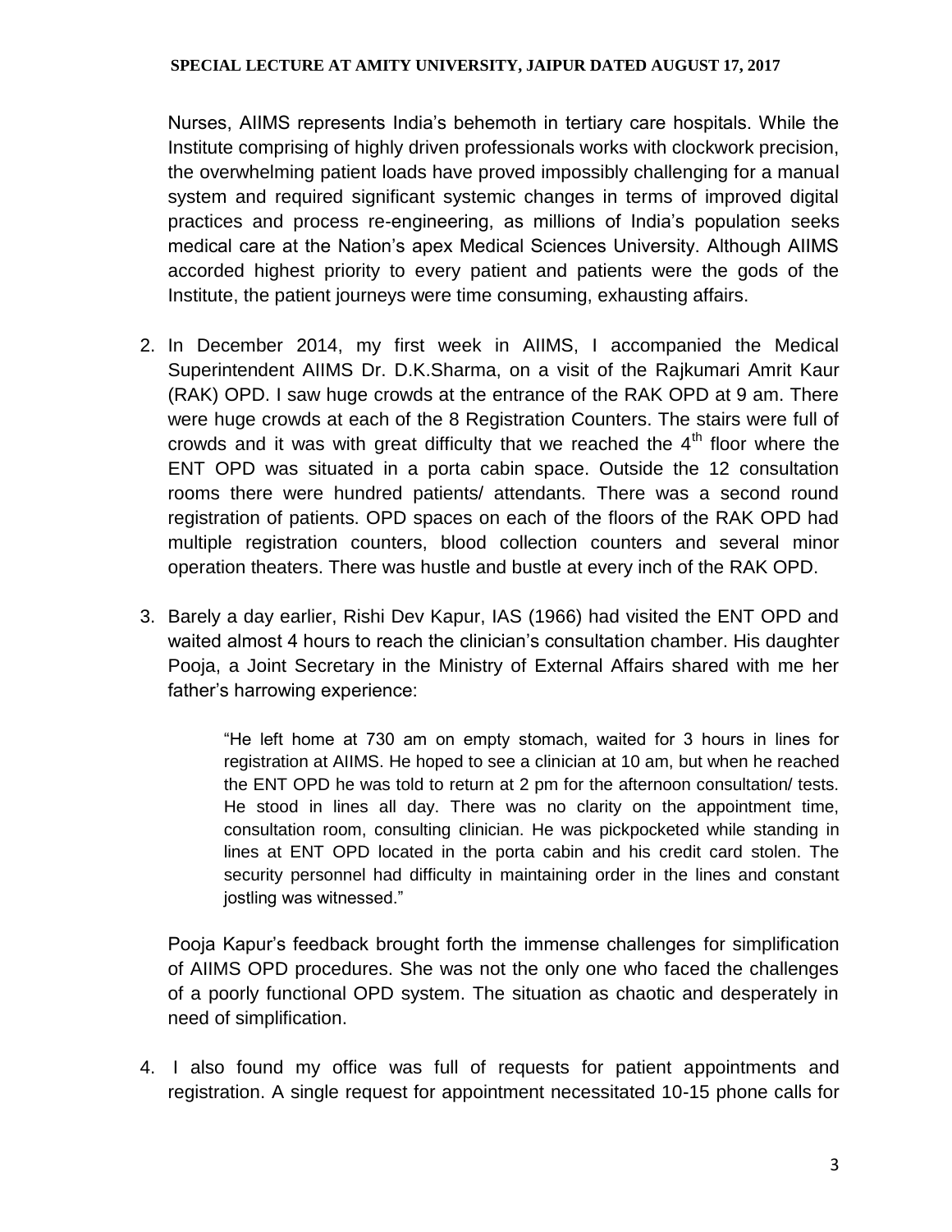Nurses, AIIMS represents India's behemoth in tertiary care hospitals. While the Institute comprising of highly driven professionals works with clockwork precision, the overwhelming patient loads have proved impossibly challenging for a manual system and required significant systemic changes in terms of improved digital practices and process re-engineering, as millions of India's population seeks medical care at the Nation's apex Medical Sciences University. Although AIIMS accorded highest priority to every patient and patients were the gods of the Institute, the patient journeys were time consuming, exhausting affairs.

2. In December 2014, my first week in AIIMS, I accompanied the Medical Superintendent AIIMS Dr. D.K.Sharma, on a visit of the Rajkumari Amrit Kaur (RAK) OPD. I saw huge crowds at the entrance of the RAK OPD at 9 am. There were huge crowds at each of the 8 Registration Counters. The stairs were full of crowds and it was with great difficulty that we reached the 4th floor where the ENT OPD was situated in a porta cabin space. Outside the 12 consultation rooms there were hundred patients/ attendants. There was a second round registration of patients. OPD spaces on each of the floors of the RAK OPD had multiple registration counters, blood collection counters and several minor operation theaters. There was hustle and bustle at every inch of the RAK OPD.

3. Barely a day earlier, Rishi Dev Kapur, IAS (1966) had visited the ENT OPD and waited almost 4 hours to reach the clinician's consultation chamber. His daughter Pooja, a Joint Secretary in the Ministry of External Affairs shared with me her father's harrowing experience:

> "He left home at 730 am on empty stomach, waited for 3 hours in lines for registration at AIIMS. He hoped to see a clinician at 10 am, but when he reached the ENT OPD he was told to return at 2 pm for the afternoon consultation/ tests. He stood in lines all day. There was no clarity on the appointment time, consultation room, consulting clinician. He was pickpocketed while standing in lines at ENT OPD located in the porta cabin and his credit card stolen. The security personnel had difficulty in maintaining order in the lines and constant jostling was witnessed."

Pooja Kapur's feedback brought forth the immense challenges for simplification of AIIMS OPD procedures. She was not the only one who faced the challenges of a poorly functional OPD system. The situation as chaotic and desperately in need of simplification.

4. I also found my office was full of requests for patient appointments and registration. A single request for appointment necessitated 10-15 phone calls for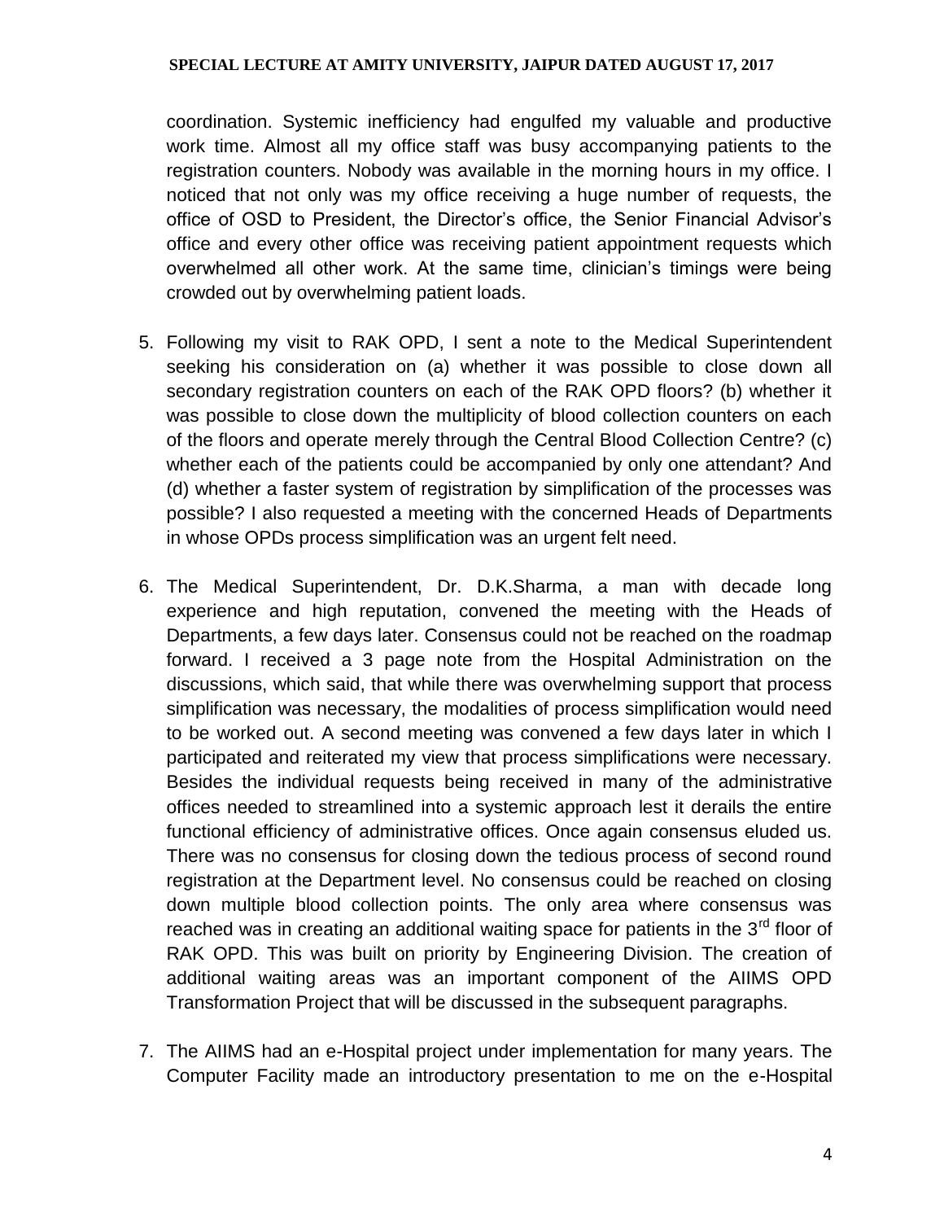coordination. Systemic inefficiency had engulfed my valuable and productive work time. Almost all my office staff was busy accompanying patients to the registration counters. Nobody was available in the morning hours in my office. I noticed that not only was my office receiving a huge number of requests, the office of OSD to President, the Director's office, the Senior Financial Advisor's office and every other office was receiving patient appointment requests which overwhelmed all other work. At the same time, clinician's timings were being crowded out by overwhelming patient loads.

5. Following my visit to RAK OPD, I sent a note to the Medical Superintendent seeking his consideration on (a) whether it was possible to close down all secondary registration counters on each of the RAK OPD floors? (b) whether it was possible to close down the multiplicity of blood collection counters on each of the floors and operate merely through the Central Blood Collection Centre? (c) whether each of the patients could be accompanied by only one attendant? And (d) whether a faster system of registration by simplification of the processes was possible? I also requested a meeting with the concerned Heads of Departments in whose OPDs process simplification was an urgent felt need.

6. The Medical Superintendent, Dr. D.K.Sharma, a man with decade long experience and high reputation, convened the meeting with the Heads of Departments, a few days later. Consensus could not be reached on the roadmap forward. I received a 3 page note from the Hospital Administration on the discussions, which said, that while there was overwhelming support that process simplification was necessary, the modalities of process simplification would need to be worked out. A second meeting was convened a few days later in which I participated and reiterated my view that process simplifications were necessary. Besides the individual requests being received in many of the administrative offices needed to streamlined into a systemic approach lest it derails the entire functional efficiency of administrative offices. Once again consensus eluded us. There was no consensus for closing down the tedious process of second round registration at the Department level. No consensus could be reached on closing down multiple blood collection points. The only area where consensus was reached was in creating an additional waiting space for patients in the 3rd floor of RAK OPD. This was built on priority by Engineering Division. The creation of additional waiting areas was an important component of the AIIMS OPD Transformation Project that will be discussed in the subsequent paragraphs.

7. The AIIMS had an e-Hospital project under implementation for many years. The Computer Facility made an introductory presentation to me on the e-Hospital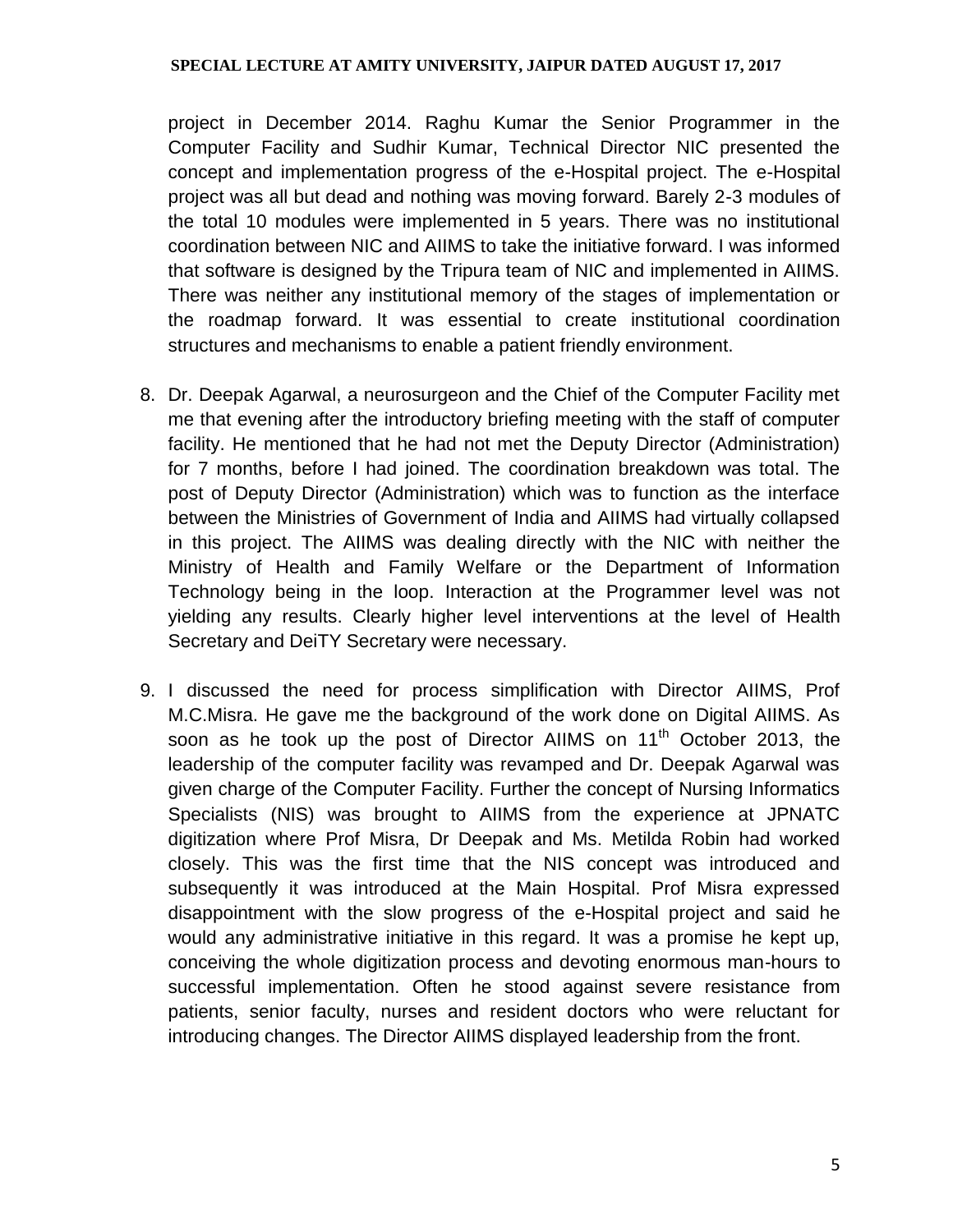project in December 2014. Raghu Kumar the Senior Programmer in the Computer Facility and Sudhir Kumar, Technical Director NIC presented the concept and implementation progress of the e-Hospital project. The e-Hospital project was all but dead and nothing was moving forward. Barely 2-3 modules of the total 10 modules were implemented in 5 years. There was no institutional coordination between NIC and AIIMS to take the initiative forward. I was informed that software is designed by the Tripura team of NIC and implemented in AIIMS. There was neither any institutional memory of the stages of implementation or the roadmap forward. It was essential to create institutional coordination structures and mechanisms to enable a patient friendly environment.

8. Dr. Deepak Agarwal, a neurosurgeon and the Chief of the Computer Facility met me that evening after the introductory briefing meeting with the staff of computer facility. He mentioned that he had not met the Deputy Director (Administration) for 7 months, before I had joined. The coordination breakdown was total. The post of Deputy Director (Administration) which was to function as the interface between the Ministries of Government of India and AIIMS had virtually collapsed in this project. The AIIMS was dealing directly with the NIC with neither the Ministry of Health and Family Welfare or the Department of Information Technology being in the loop. Interaction at the Programmer level was not yielding any results. Clearly higher level interventions at the level of Health Secretary and DeiTY Secretary were necessary.

9. I discussed the need for process simplification with Director AIIMS, Prof M.C.Misra. He gave me the background of the work done on Digital AIIMS. As soon as he took up the post of Director AIIMS on 11th October 2013, the leadership of the computer facility was revamped and Dr. Deepak Agarwal was given charge of the Computer Facility. Further the concept of Nursing Informatics Specialists (NIS) was brought to AIIMS from the experience at JPNATC digitization where Prof Misra, Dr Deepak and Ms. Metilda Robin had worked closely. This was the first time that the NIS concept was introduced and subsequently it was introduced at the Main Hospital. Prof Misra expressed disappointment with the slow progress of the e-Hospital project and said he would any administrative initiative in this regard. It was a promise he kept up, conceiving the whole digitization process and devoting enormous man-hours to successful implementation. Often he stood against severe resistance from patients, senior faculty, nurses and resident doctors who were reluctant for introducing changes. The Director AIIMS displayed leadership from the front.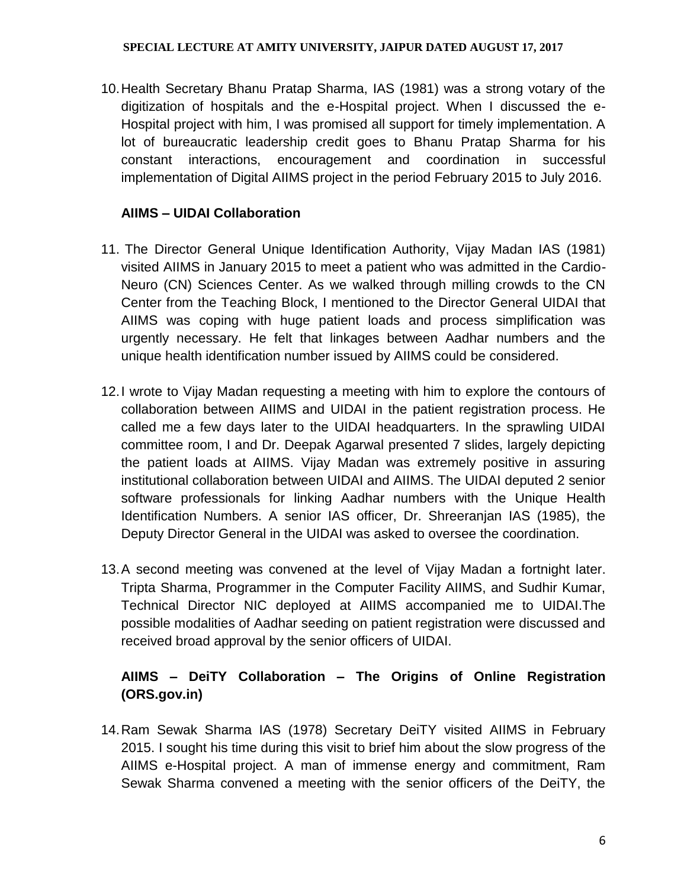10. Health Secretary Bhanu Pratap Sharma, IAS (1981) was a strong votary of the digitization of hospitals and the e-Hospital project. When I discussed the e-Hospital project with him, I was promised all support for timely implementation. A lot of bureaucratic leadership credit goes to Bhanu Pratap Sharma for his constant interactions, encouragement and coordination in successful implementation of Digital AIIMS project in the period February 2015 to July 2016.

### AIIMS – UIDAI Collaboration

11. The Director General Unique Identification Authority, Vijay Madan IAS (1981) visited AIIMS in January 2015 to meet a patient who was admitted in the Cardio-Neuro (CN) Sciences Center. As we walked through milling crowds to the CN Center from the Teaching Block, I mentioned to the Director General UIDAI that AIIMS was coping with huge patient loads and process simplification was urgently necessary. He felt that linkages between Aadhar numbers and the unique health identification number issued by AIIMS could be considered.

12. I wrote to Vijay Madan requesting a meeting with him to explore the contours of collaboration between AIIMS and UIDAI in the patient registration process. He called me a few days later to the UIDAI headquarters. In the sprawling UIDAI committee room, I and Dr. Deepak Agarwal presented 7 slides, largely depicting the patient loads at AIIMS. Vijay Madan was extremely positive in assuring institutional collaboration between UIDAI and AIIMS. The UIDAI deputed 2 senior software professionals for linking Aadhar numbers with the Unique Health Identification Numbers. A senior IAS officer, Dr. Shreeranjan IAS (1985), the Deputy Director General in the UIDAI was asked to oversee the coordination.

13. A second meeting was convened at the level of Vijay Madan a fortnight later. Tripta Sharma, Programmer in the Computer Facility AIIMS, and Sudhir Kumar, Technical Director NIC deployed at AIIMS accompanied me to UIDAI.The possible modalities of Aadhar seeding on patient registration were discussed and received broad approval by the senior officers of UIDAI.

### AIIMS – DeiTY Collaboration – The Origins of Online Registration (ORS.gov.in)

14. Ram Sewak Sharma IAS (1978) Secretary DeiTY visited AIIMS in February 2015. I sought his time during this visit to brief him about the slow progress of the AIIMS e-Hospital project. A man of immense energy and commitment, Ram Sewak Sharma convened a meeting with the senior officers of the DeiTY, the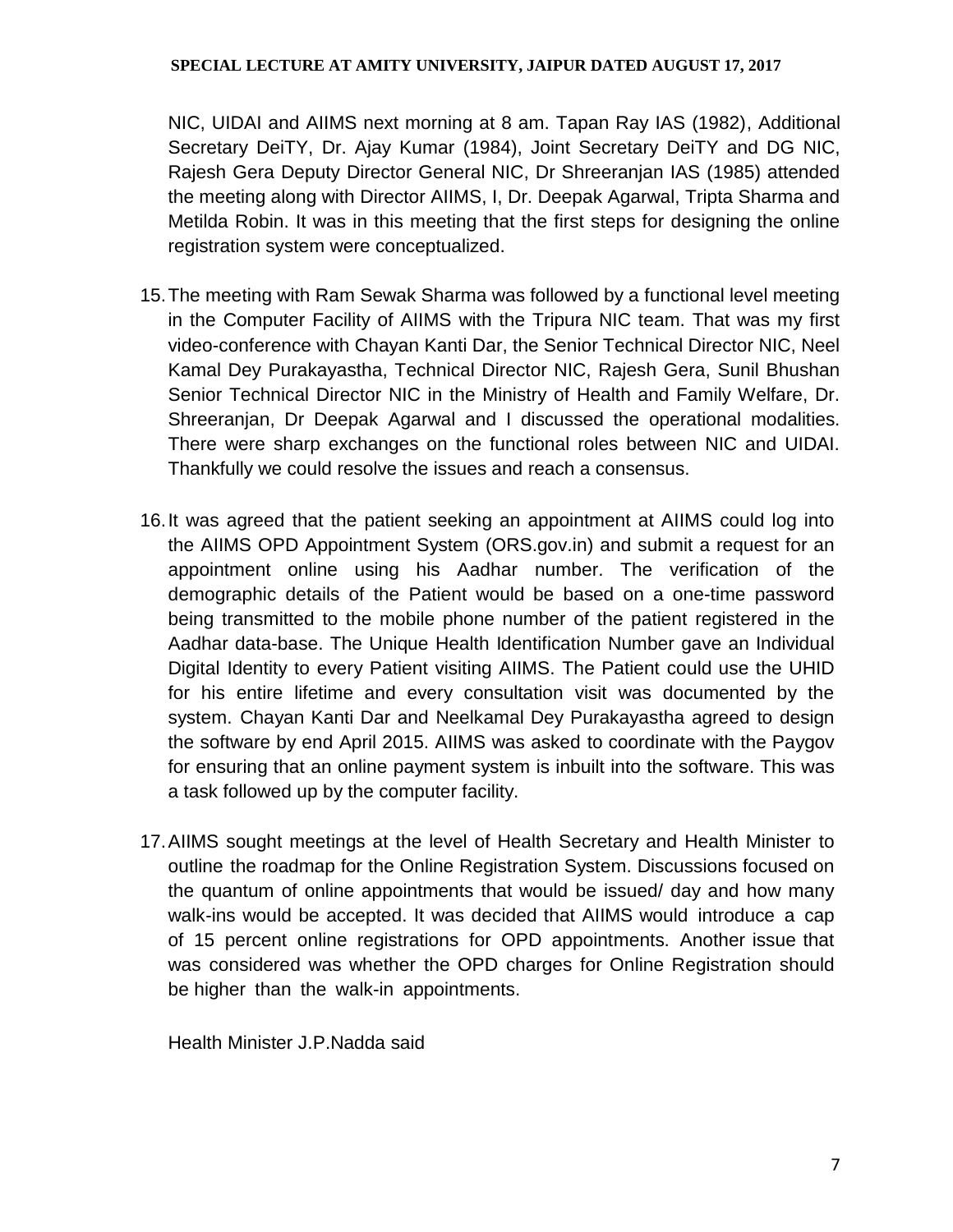NIC, UIDAI and AIIMS next morning at 8 am. Tapan Ray IAS (1982), Additional Secretary DeiTY, Dr. Ajay Kumar (1984), Joint Secretary DeiTY and DG NIC, Rajesh Gera Deputy Director General NIC, Dr Shreeranjan IAS (1985) attended the meeting along with Director AIIMS, I, Dr. Deepak Agarwal, Tripta Sharma and Metilda Robin. It was in this meeting that the first steps for designing the online registration system were conceptualized.

15. The meeting with Ram Sewak Sharma was followed by a functional level meeting in the Computer Facility of AIIMS with the Tripura NIC team. That was my first video-conference with Chayan Kanti Dar, the Senior Technical Director NIC, Neel Kamal Dey Purakayastha, Technical Director NIC, Rajesh Gera, Sunil Bhushan Senior Technical Director NIC in the Ministry of Health and Family Welfare, Dr. Shreeranjan, Dr Deepak Agarwal and I discussed the operational modalities. There were sharp exchanges on the functional roles between NIC and UIDAI. Thankfully we could resolve the issues and reach a consensus.

16. It was agreed that the patient seeking an appointment at AIIMS could log into the AIIMS OPD Appointment System (ORS.gov.in) and submit a request for an appointment online using his Aadhar number. The verification of the demographic details of the Patient would be based on a one-time password being transmitted to the mobile phone number of the patient registered in the Aadhar data-base. The Unique Health Identification Number gave an Individual Digital Identity to every Patient visiting AIIMS. The Patient could use the UHID for his entire lifetime and every consultation visit was documented by the system. Chayan Kanti Dar and Neelkamal Dey Purakayastha agreed to design the software by end April 2015. AIIMS was asked to coordinate with the Paygov for ensuring that an online payment system is inbuilt into the software. This was a task followed up by the computer facility.

17. AIIMS sought meetings at the level of Health Secretary and Health Minister to outline the roadmap for the Online Registration System. Discussions focused on the quantum of online appointments that would be issued/ day and how many walk-ins would be accepted. It was decided that AIIMS would introduce a cap of 15 percent online registrations for OPD appointments. Another issue that was considered was whether the OPD charges for Online Registration should be higher than the walk-in appointments.

    Health Minister J.P.Nadda said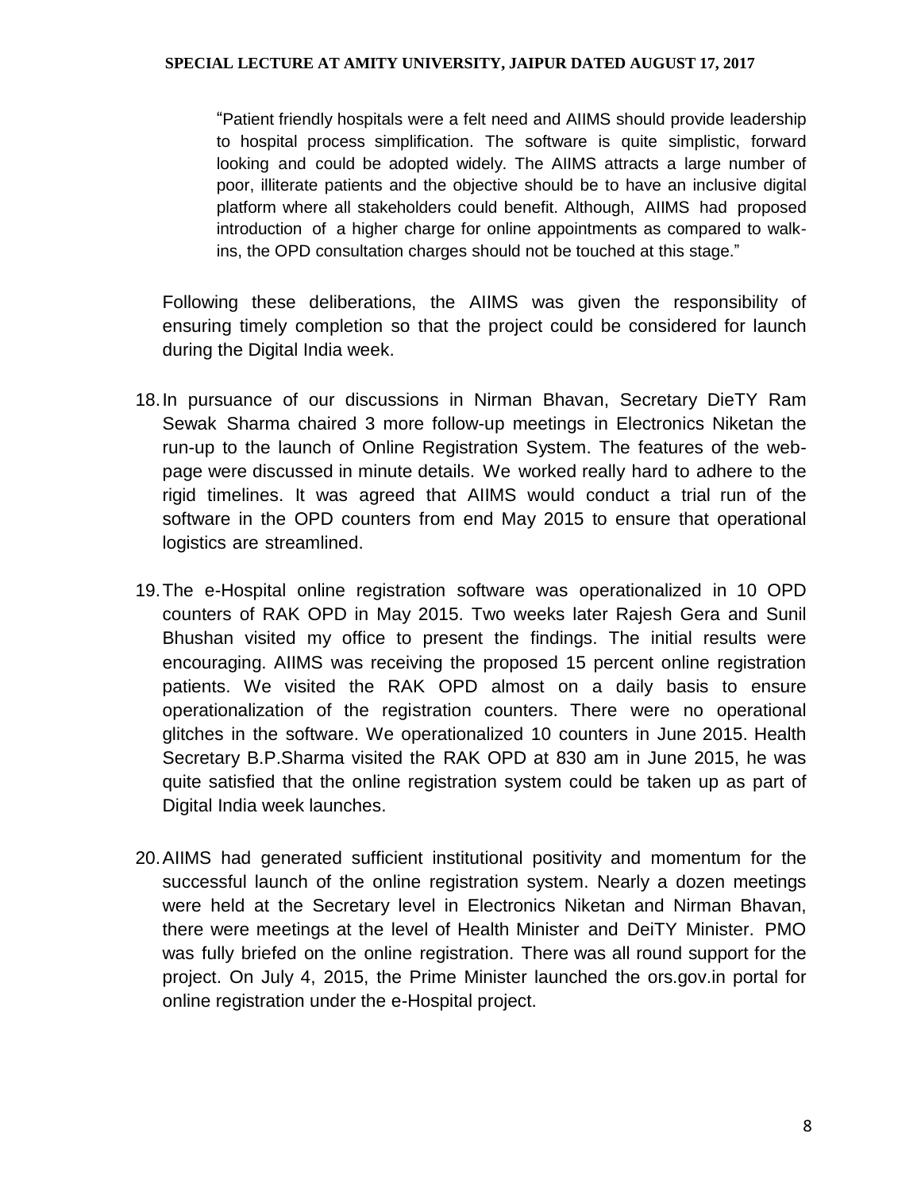> "Patient friendly hospitals were a felt need and AIIMS should provide leadership to hospital process simplification. The software is quite simplistic, forward looking and could be adopted widely. The AIIMS attracts a large number of poor, illiterate patients and the objective should be to have an inclusive digital platform where all stakeholders could benefit. Although, AIIMS had proposed introduction of a higher charge for online appointments as compared to walk-ins, the OPD consultation charges should not be touched at this stage."

Following these deliberations, the AIIMS was given the responsibility of ensuring timely completion so that the project could be considered for launch during the Digital India week.

18. In pursuance of our discussions in Nirman Bhavan, Secretary DieTY Ram Sewak Sharma chaired 3 more follow-up meetings in Electronics Niketan the run-up to the launch of Online Registration System. The features of the web-page were discussed in minute details. We worked really hard to adhere to the rigid timelines. It was agreed that AIIMS would conduct a trial run of the software in the OPD counters from end May 2015 to ensure that operational logistics are streamlined.

19. The e-Hospital online registration software was operationalized in 10 OPD counters of RAK OPD in May 2015. Two weeks later Rajesh Gera and Sunil Bhushan visited my office to present the findings. The initial results were encouraging. AIIMS was receiving the proposed 15 percent online registration patients. We visited the RAK OPD almost on a daily basis to ensure operationalization of the registration counters. There were no operational glitches in the software. We operationalized 10 counters in June 2015. Health Secretary B.P.Sharma visited the RAK OPD at 830 am in June 2015, he was quite satisfied that the online registration system could be taken up as part of Digital India week launches.

20. AIIMS had generated sufficient institutional positivity and momentum for the successful launch of the online registration system. Nearly a dozen meetings were held at the Secretary level in Electronics Niketan and Nirman Bhavan, there were meetings at the level of Health Minister and DeiTY Minister. PMO was fully briefed on the online registration. There was all round support for the project. On July 4, 2015, the Prime Minister launched the ors.gov.in portal for online registration under the e-Hospital project.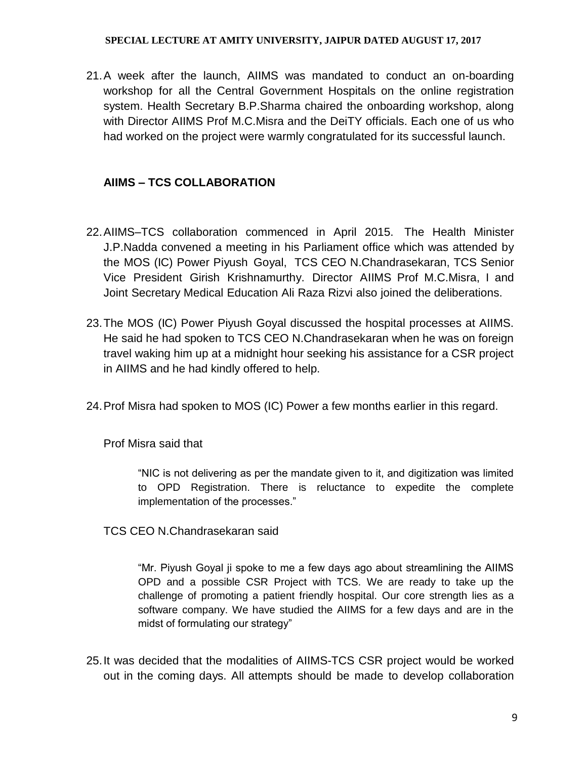21. A week after the launch, AIIMS was mandated to conduct an on-boarding workshop for all the Central Government Hospitals on the online registration system. Health Secretary B.P.Sharma chaired the onboarding workshop, along with Director AIIMS Prof M.C.Misra and the DeiTY officials. Each one of us who had worked on the project were warmly congratulated for its successful launch.

**AIIMS – TCS COLLABORATION**

22. AIIMS–TCS collaboration commenced in April 2015. The Health Minister J.P.Nadda convened a meeting in his Parliament office which was attended by the MOS (IC) Power Piyush Goyal, TCS CEO N.Chandrasekaran, TCS Senior Vice President Girish Krishnamurthy. Director AIIMS Prof M.C.Misra, I and Joint Secretary Medical Education Ali Raza Rizvi also joined the deliberations.

23. The MOS (IC) Power Piyush Goyal discussed the hospital processes at AIIMS. He said he had spoken to TCS CEO N.Chandrasekaran when he was on foreign travel waking him up at a midnight hour seeking his assistance for a CSR project in AIIMS and he had kindly offered to help.

24. Prof Misra had spoken to MOS (IC) Power a few months earlier in this regard.

    Prof Misra said that

    > "NIC is not delivering as per the mandate given to it, and digitization was limited to OPD Registration. There is reluctance to expedite the complete implementation of the processes."

    TCS CEO N.Chandrasekaran said

    > "Mr. Piyush Goyal ji spoke to me a few days ago about streamlining the AIIMS OPD and a possible CSR Project with TCS. We are ready to take up the challenge of promoting a patient friendly hospital. Our core strength lies as a software company. We have studied the AIIMS for a few days and are in the midst of formulating our strategy"

25. It was decided that the modalities of AIIMS-TCS CSR project would be worked out in the coming days. All attempts should be made to develop collaboration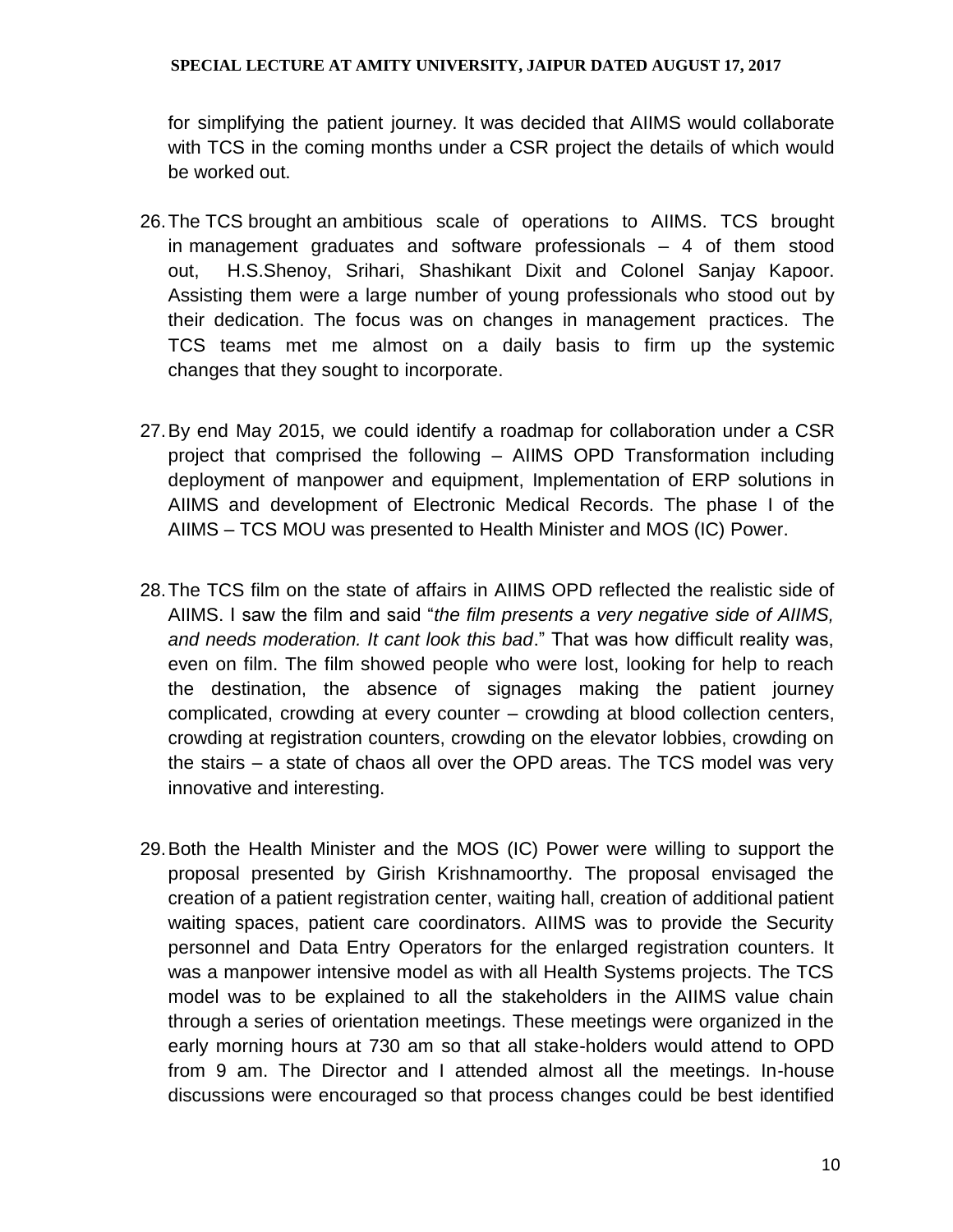for simplifying the patient journey. It was decided that AIIMS would collaborate with TCS in the coming months under a CSR project the details of which would be worked out.

26. The TCS brought an ambitious scale of operations to AIIMS. TCS brought in management graduates and software professionals – 4 of them stood out, H.S.Shenoy, Srihari, Shashikant Dixit and Colonel Sanjay Kapoor. Assisting them were a large number of young professionals who stood out by their dedication. The focus was on changes in management practices. The TCS teams met me almost on a daily basis to firm up the systemic changes that they sought to incorporate.

27. By end May 2015, we could identify a roadmap for collaboration under a CSR project that comprised the following – AIIMS OPD Transformation including deployment of manpower and equipment, Implementation of ERP solutions in AIIMS and development of Electronic Medical Records. The phase I of the AIIMS – TCS MOU was presented to Health Minister and MOS (IC) Power.

28. The TCS film on the state of affairs in AIIMS OPD reflected the realistic side of AIIMS. I saw the film and said "*the film presents a very negative side of AIIMS, and needs moderation. It cant look this bad*." That was how difficult reality was, even on film. The film showed people who were lost, looking for help to reach the destination, the absence of signages making the patient journey complicated, crowding at every counter – crowding at blood collection centers, crowding at registration counters, crowding on the elevator lobbies, crowding on the stairs – a state of chaos all over the OPD areas. The TCS model was very innovative and interesting.

29. Both the Health Minister and the MOS (IC) Power were willing to support the proposal presented by Girish Krishnamoorthy. The proposal envisaged the creation of a patient registration center, waiting hall, creation of additional patient waiting spaces, patient care coordinators. AIIMS was to provide the Security personnel and Data Entry Operators for the enlarged registration counters. It was a manpower intensive model as with all Health Systems projects. The TCS model was to be explained to all the stakeholders in the AIIMS value chain through a series of orientation meetings. These meetings were organized in the early morning hours at 730 am so that all stake-holders would attend to OPD from 9 am. The Director and I attended almost all the meetings. In-house discussions were encouraged so that process changes could be best identified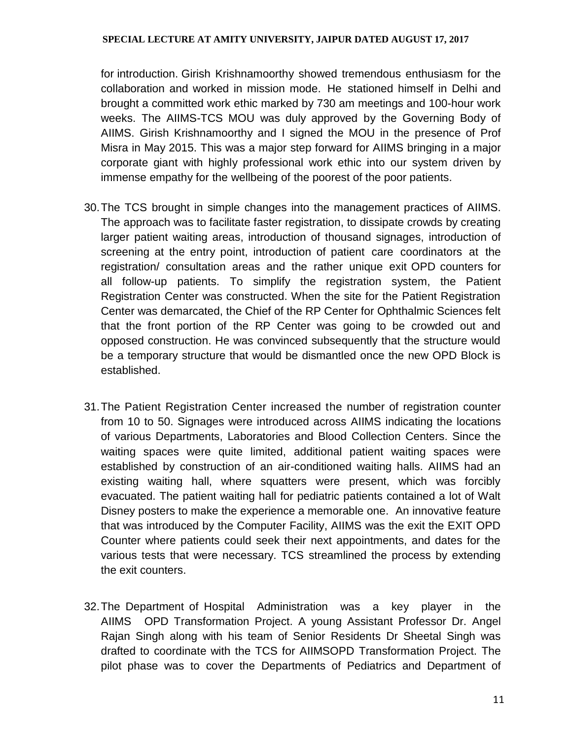for introduction. Girish Krishnamoorthy showed tremendous enthusiasm for the collaboration and worked in mission mode. He stationed himself in Delhi and brought a committed work ethic marked by 730 am meetings and 100-hour work weeks. The AIIMS-TCS MOU was duly approved by the Governing Body of AIIMS. Girish Krishnamoorthy and I signed the MOU in the presence of Prof Misra in May 2015. This was a major step forward for AIIMS bringing in a major corporate giant with highly professional work ethic into our system driven by immense empathy for the wellbeing of the poorest of the poor patients.

30. The TCS brought in simple changes into the management practices of AIIMS. The approach was to facilitate faster registration, to dissipate crowds by creating larger patient waiting areas, introduction of thousand signages, introduction of screening at the entry point, introduction of patient care coordinators at the registration/ consultation areas and the rather unique exit OPD counters for all follow-up patients. To simplify the registration system, the Patient Registration Center was constructed. When the site for the Patient Registration Center was demarcated, the Chief of the RP Center for Ophthalmic Sciences felt that the front portion of the RP Center was going to be crowded out and opposed construction. He was convinced subsequently that the structure would be a temporary structure that would be dismantled once the new OPD Block is established.

31. The Patient Registration Center increased the number of registration counter from 10 to 50. Signages were introduced across AIIMS indicating the locations of various Departments, Laboratories and Blood Collection Centers. Since the waiting spaces were quite limited, additional patient waiting spaces were established by construction of an air-conditioned waiting halls. AIIMS had an existing waiting hall, where squatters were present, which was forcibly evacuated. The patient waiting hall for pediatric patients contained a lot of Walt Disney posters to make the experience a memorable one. An innovative feature that was introduced by the Computer Facility, AIIMS was the exit the EXIT OPD Counter where patients could seek their next appointments, and dates for the various tests that were necessary. TCS streamlined the process by extending the exit counters.

32. The Department of Hospital Administration was a key player in the AIIMS OPD Transformation Project. A young Assistant Professor Dr. Angel Rajan Singh along with his team of Senior Residents Dr Sheetal Singh was drafted to coordinate with the TCS for AIIMSOPD Transformation Project. The pilot phase was to cover the Departments of Pediatrics and Department of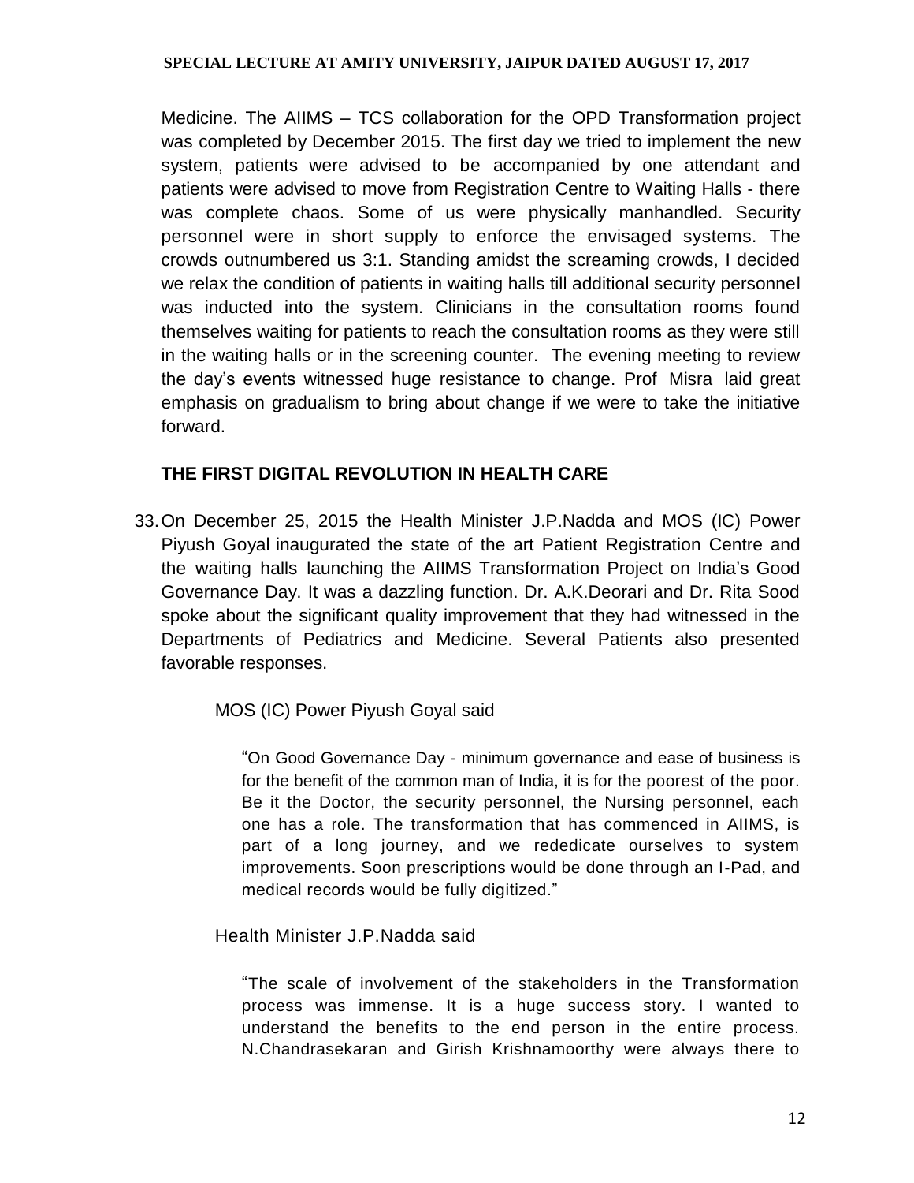Medicine. The AIIMS – TCS collaboration for the OPD Transformation project was completed by December 2015. The first day we tried to implement the new system, patients were advised to be accompanied by one attendant and patients were advised to move from Registration Centre to Waiting Halls - there was complete chaos. Some of us were physically manhandled. Security personnel were in short supply to enforce the envisaged systems. The crowds outnumbered us 3:1. Standing amidst the screaming crowds, I decided we relax the condition of patients in waiting halls till additional security personnel was inducted into the system. Clinicians in the consultation rooms found themselves waiting for patients to reach the consultation rooms as they were still in the waiting halls or in the screening counter. The evening meeting to review the day's events witnessed huge resistance to change. Prof Misra laid great emphasis on gradualism to bring about change if we were to take the initiative forward.

## THE FIRST DIGITAL REVOLUTION IN HEALTH CARE

33. On December 25, 2015 the Health Minister J.P.Nadda and MOS (IC) Power Piyush Goyal inaugurated the state of the art Patient Registration Centre and the waiting halls launching the AIIMS Transformation Project on India's Good Governance Day. It was a dazzling function. Dr. A.K.Deorari and Dr. Rita Sood spoke about the significant quality improvement that they had witnessed in the Departments of Pediatrics and Medicine. Several Patients also presented favorable responses.

    MOS (IC) Power Piyush Goyal said

    > "On Good Governance Day - minimum governance and ease of business is for the benefit of the common man of India, it is for the poorest of the poor. Be it the Doctor, the security personnel, the Nursing personnel, each one has a role. The transformation that has commenced in AIIMS, is part of a long journey, and we rededicate ourselves to system improvements. Soon prescriptions would be done through an I-Pad, and medical records would be fully digitized."

    Health Minister J.P.Nadda said

    > "The scale of involvement of the stakeholders in the Transformation process was immense. It is a huge success story. I wanted to understand the benefits to the end person in the entire process. N.Chandrasekaran and Girish Krishnamoorthy were always there to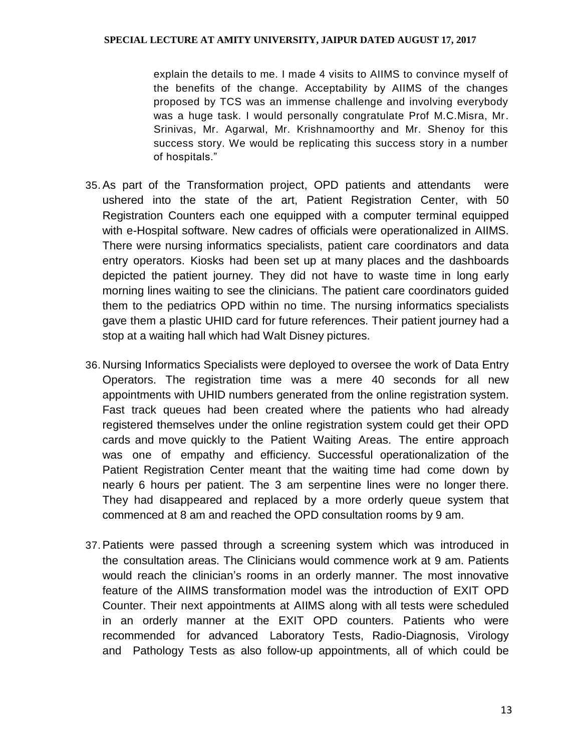explain the details to me. I made 4 visits to AIIMS to convince myself of the benefits of the change. Acceptability by AIIMS of the changes proposed by TCS was an immense challenge and involving everybody was a huge task. I would personally congratulate Prof M.C.Misra, Mr. Srinivas, Mr. Agarwal, Mr. Krishnamoorthy and Mr. Shenoy for this success story. We would be replicating this success story in a number of hospitals."

35. As part of the Transformation project, OPD patients and attendants were ushered into the state of the art, Patient Registration Center, with 50 Registration Counters each one equipped with a computer terminal equipped with e-Hospital software. New cadres of officials were operationalized in AIIMS. There were nursing informatics specialists, patient care coordinators and data entry operators. Kiosks had been set up at many places and the dashboards depicted the patient journey. They did not have to waste time in long early morning lines waiting to see the clinicians. The patient care coordinators guided them to the pediatrics OPD within no time. The nursing informatics specialists gave them a plastic UHID card for future references. Their patient journey had a stop at a waiting hall which had Walt Disney pictures.

36. Nursing Informatics Specialists were deployed to oversee the work of Data Entry Operators. The registration time was a mere 40 seconds for all new appointments with UHID numbers generated from the online registration system. Fast track queues had been created where the patients who had already registered themselves under the online registration system could get their OPD cards and move quickly to the Patient Waiting Areas. The entire approach was one of empathy and efficiency. Successful operationalization of the Patient Registration Center meant that the waiting time had come down by nearly 6 hours per patient. The 3 am serpentine lines were no longer there. They had disappeared and replaced by a more orderly queue system that commenced at 8 am and reached the OPD consultation rooms by 9 am.

37. Patients were passed through a screening system which was introduced in the consultation areas. The Clinicians would commence work at 9 am. Patients would reach the clinician's rooms in an orderly manner. The most innovative feature of the AIIMS transformation model was the introduction of EXIT OPD Counter. Their next appointments at AIIMS along with all tests were scheduled in an orderly manner at the EXIT OPD counters. Patients who were recommended for advanced Laboratory Tests, Radio-Diagnosis, Virology and Pathology Tests as also follow-up appointments, all of which could be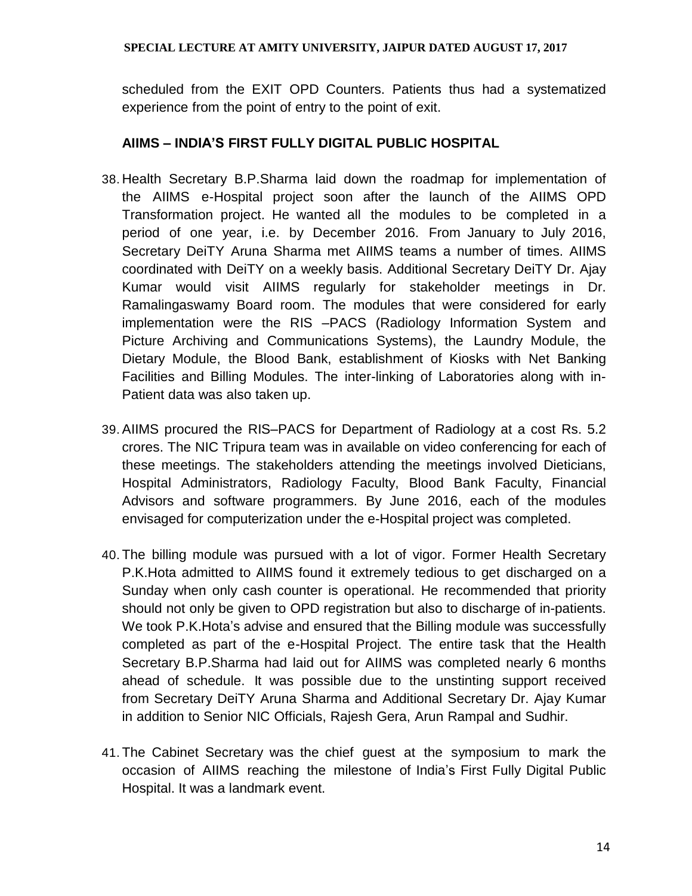scheduled from the EXIT OPD Counters. Patients thus had a systematized experience from the point of entry to the point of exit.

## AIIMS – INDIA'S FIRST FULLY DIGITAL PUBLIC HOSPITAL

38. Health Secretary B.P.Sharma laid down the roadmap for implementation of the AIIMS e-Hospital project soon after the launch of the AIIMS OPD Transformation project. He wanted all the modules to be completed in a period of one year, i.e. by December 2016. From January to July 2016, Secretary DeiTY Aruna Sharma met AIIMS teams a number of times. AIIMS coordinated with DeiTY on a weekly basis. Additional Secretary DeiTY Dr. Ajay Kumar would visit AIIMS regularly for stakeholder meetings in Dr. Ramalingaswamy Board room. The modules that were considered for early implementation were the RIS –PACS (Radiology Information System and Picture Archiving and Communications Systems), the Laundry Module, the Dietary Module, the Blood Bank, establishment of Kiosks with Net Banking Facilities and Billing Modules. The inter-linking of Laboratories along with in-Patient data was also taken up.

39. AIIMS procured the RIS–PACS for Department of Radiology at a cost Rs. 5.2 crores. The NIC Tripura team was in available on video conferencing for each of these meetings. The stakeholders attending the meetings involved Dieticians, Hospital Administrators, Radiology Faculty, Blood Bank Faculty, Financial Advisors and software programmers. By June 2016, each of the modules envisaged for computerization under the e-Hospital project was completed.

40. The billing module was pursued with a lot of vigor. Former Health Secretary P.K.Hota admitted to AIIMS found it extremely tedious to get discharged on a Sunday when only cash counter is operational. He recommended that priority should not only be given to OPD registration but also to discharge of in-patients. We took P.K.Hota's advise and ensured that the Billing module was successfully completed as part of the e-Hospital Project. The entire task that the Health Secretary B.P.Sharma had laid out for AIIMS was completed nearly 6 months ahead of schedule. It was possible due to the unstinting support received from Secretary DeiTY Aruna Sharma and Additional Secretary Dr. Ajay Kumar in addition to Senior NIC Officials, Rajesh Gera, Arun Rampal and Sudhir.

41. The Cabinet Secretary was the chief guest at the symposium to mark the occasion of AIIMS reaching the milestone of India's First Fully Digital Public Hospital. It was a landmark event.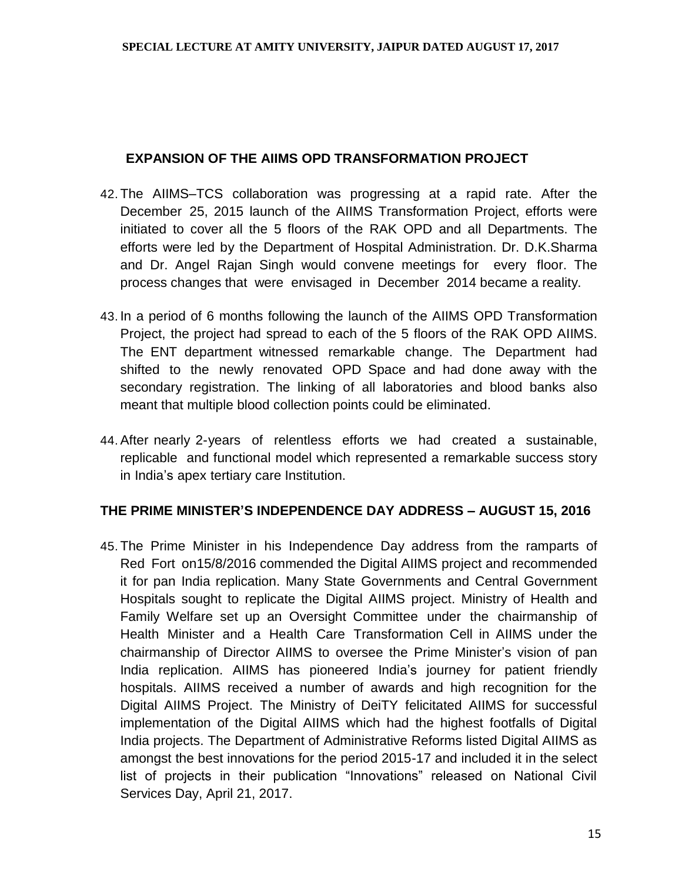## EXPANSION OF THE AIIMS OPD TRANSFORMATION PROJECT

42. The AIIMS–TCS collaboration was progressing at a rapid rate. After the December 25, 2015 launch of the AIIMS Transformation Project, efforts were initiated to cover all the 5 floors of the RAK OPD and all Departments. The efforts were led by the Department of Hospital Administration. Dr. D.K.Sharma and Dr. Angel Rajan Singh would convene meetings for every floor. The process changes that were envisaged in December 2014 became a reality.

43. In a period of 6 months following the launch of the AIIMS OPD Transformation Project, the project had spread to each of the 5 floors of the RAK OPD AIIMS. The ENT department witnessed remarkable change. The Department had shifted to the newly renovated OPD Space and had done away with the secondary registration. The linking of all laboratories and blood banks also meant that multiple blood collection points could be eliminated.

44. After nearly 2-years of relentless efforts we had created a sustainable, replicable and functional model which represented a remarkable success story in India's apex tertiary care Institution.

## THE PRIME MINISTER'S INDEPENDENCE DAY ADDRESS – AUGUST 15, 2016

45. The Prime Minister in his Independence Day address from the ramparts of Red Fort on15/8/2016 commended the Digital AIIMS project and recommended it for pan India replication. Many State Governments and Central Government Hospitals sought to replicate the Digital AIIMS project. Ministry of Health and Family Welfare set up an Oversight Committee under the chairmanship of Health Minister and a Health Care Transformation Cell in AIIMS under the chairmanship of Director AIIMS to oversee the Prime Minister's vision of pan India replication. AIIMS has pioneered India's journey for patient friendly hospitals. AIIMS received a number of awards and high recognition for the Digital AIIMS Project. The Ministry of DeiTY felicitated AIIMS for successful implementation of the Digital AIIMS which had the highest footfalls of Digital India projects. The Department of Administrative Reforms listed Digital AIIMS as amongst the best innovations for the period 2015-17 and included it in the select list of projects in their publication "Innovations" released on National Civil Services Day, April 21, 2017.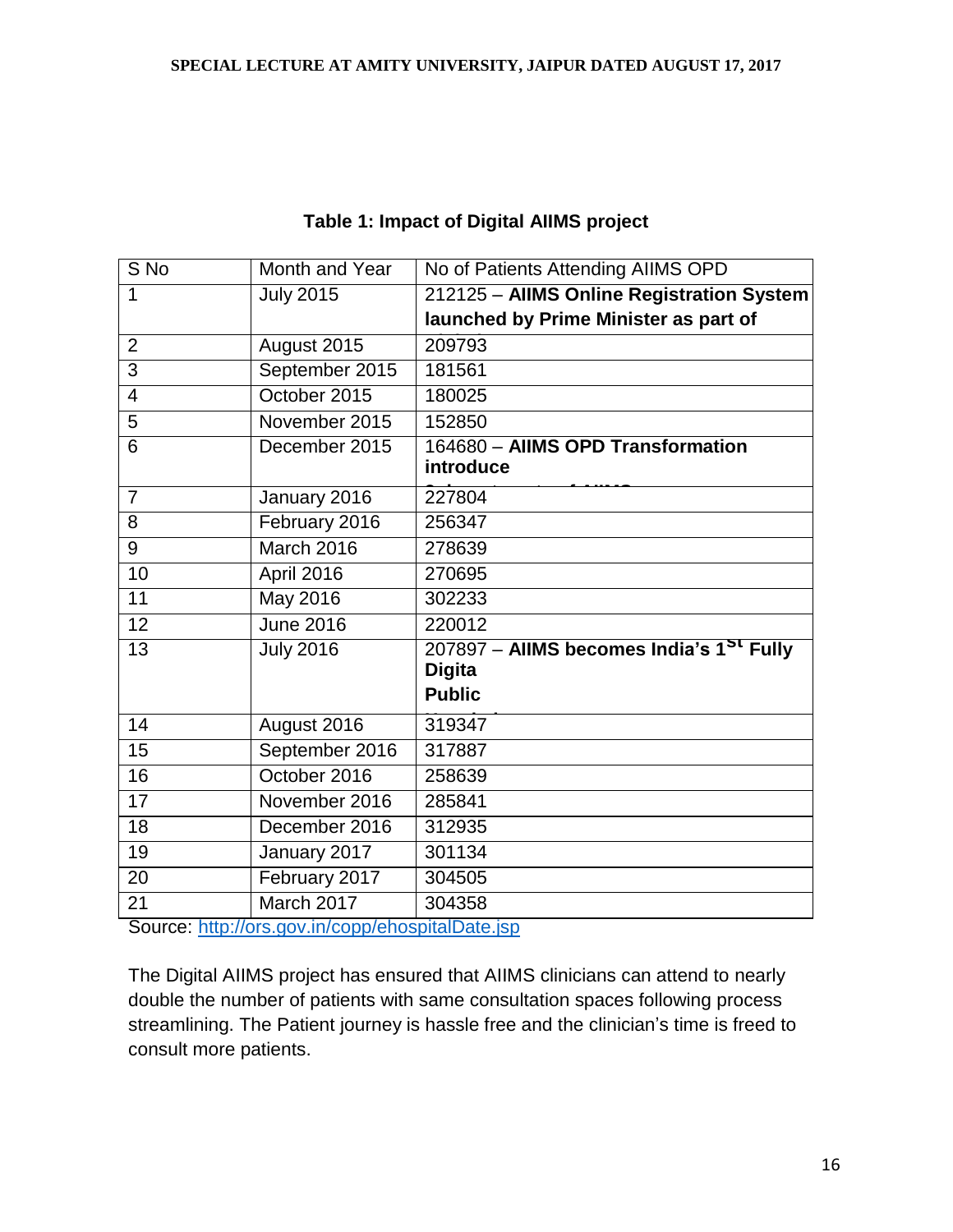**Table 1: Impact of Digital AIIMS project**

| S No | Month and Year | No of Patients Attending AIIMS OPD |
|---|---|---|
| 1 | July 2015 | 212125 – **AIIMS Online Registration System launched by Prime Minister as part of** |
| 2 | August 2015 | 209793 |
| 3 | September 2015 | 181561 |
| 4 | October 2015 | 180025 |
| 5 | November 2015 | 152850 |
| 6 | December 2015 | 164680 – **AIIMS OPD Transformation introduce** |
| 7 | January 2016 | 227804 |
| 8 | February 2016 | 256347 |
| 9 | March 2016 | 278639 |
| 10 | April 2016 | 270695 |
| 11 | May 2016 | 302233 |
| 12 | June 2016 | 220012 |
| 13 | July 2016 | 207897 – **AIIMS becomes India's 1st Fully Digita Public** |
| 14 | August 2016 | 319347 |
| 15 | September 2016 | 317887 |
| 16 | October 2016 | 258639 |
| 17 | November 2016 | 285841 |
| 18 | December 2016 | 312935 |
| 19 | January 2017 | 301134 |
| 20 | February 2017 | 304505 |
| 21 | March 2017 | 304358 |

Source: http://ors.gov.in/copp/ehospitalDate.jsp

The Digital AIIMS project has ensured that AIIMS clinicians can attend to nearly double the number of patients with same consultation spaces following process streamlining. The Patient journey is hassle free and the clinician's time is freed to consult more patients.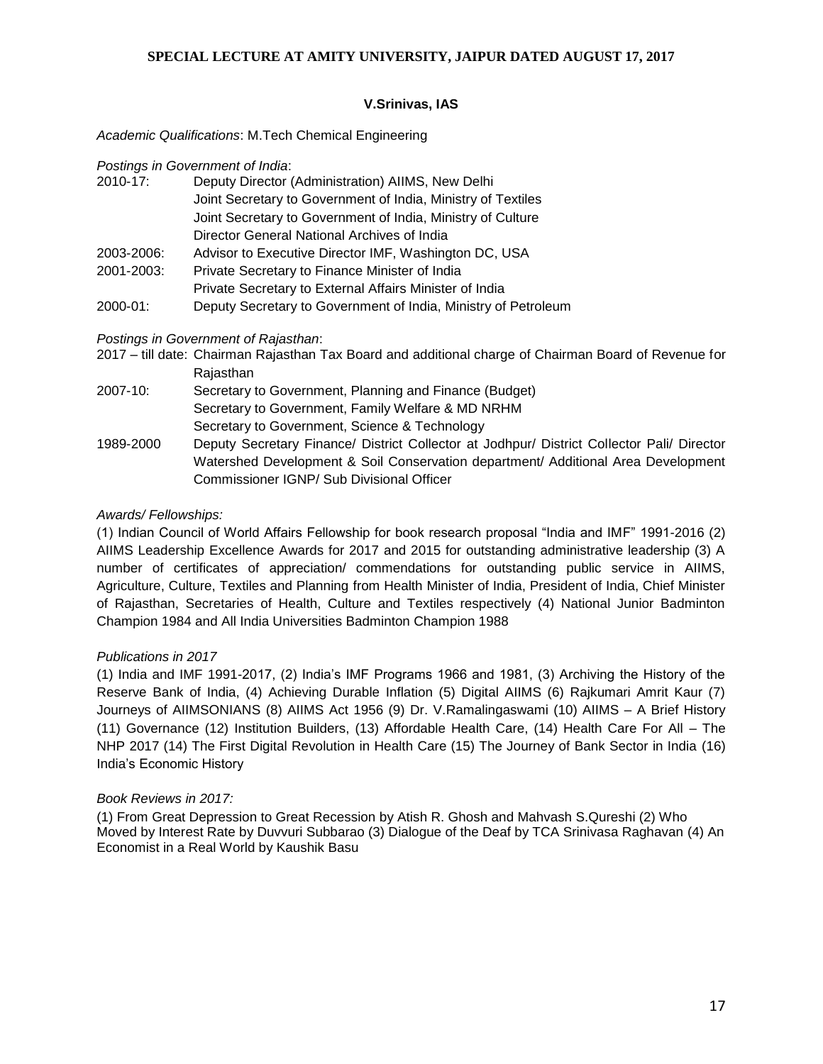**V.Srinivas, IAS**

*Academic Qualifications*: M.Tech Chemical Engineering

*Postings in Government of India*:

| | |
|---|---|
| 2010-17: | Deputy Director (Administration) AIIMS, New Delhi |
| | Joint Secretary to Government of India, Ministry of Textiles |
| | Joint Secretary to Government of India, Ministry of Culture |
| | Director General National Archives of India |
| 2003-2006: | Advisor to Executive Director IMF, Washington DC, USA |
| 2001-2003: | Private Secretary to Finance Minister of India |
| | Private Secretary to External Affairs Minister of India |
| 2000-01: | Deputy Secretary to Government of India, Ministry of Petroleum |

*Postings in Government of Rajasthan*:

| | |
|---|---|
| 2017 – till date: | Chairman Rajasthan Tax Board and additional charge of Chairman Board of Revenue for Rajasthan |
| 2007-10: | Secretary to Government, Planning and Finance (Budget) |
| | Secretary to Government, Family Welfare & MD NRHM |
| | Secretary to Government, Science & Technology |
| 1989-2000 | Deputy Secretary Finance/ District Collector at Jodhpur/ District Collector Pali/ Director Watershed Development & Soil Conservation department/ Additional Area Development Commissioner IGNP/ Sub Divisional Officer |

*Awards/ Fellowships:*

(1) Indian Council of World Affairs Fellowship for book research proposal "India and IMF" 1991-2016 (2) AIIMS Leadership Excellence Awards for 2017 and 2015 for outstanding administrative leadership (3) A number of certificates of appreciation/ commendations for outstanding public service in AIIMS, Agriculture, Culture, Textiles and Planning from Health Minister of India, President of India, Chief Minister of Rajasthan, Secretaries of Health, Culture and Textiles respectively (4) National Junior Badminton Champion 1984 and All India Universities Badminton Champion 1988

*Publications in 2017*

(1) India and IMF 1991-2017, (2) India's IMF Programs 1966 and 1981, (3) Archiving the History of the Reserve Bank of India, (4) Achieving Durable Inflation (5) Digital AIIMS (6) Rajkumari Amrit Kaur (7) Journeys of AIIMSONIANS (8) AIIMS Act 1956 (9) Dr. V.Ramalingaswami (10) AIIMS – A Brief History (11) Governance (12) Institution Builders, (13) Affordable Health Care, (14) Health Care For All – The NHP 2017 (14) The First Digital Revolution in Health Care (15) The Journey of Bank Sector in India (16) India's Economic History

*Book Reviews in 2017:*

(1) From Great Depression to Great Recession by Atish R. Ghosh and Mahvash S.Qureshi (2) Who Moved by Interest Rate by Duvvuri Subbarao (3) Dialogue of the Deaf by TCA Srinivasa Raghavan (4) An Economist in a Real World by Kaushik Basu